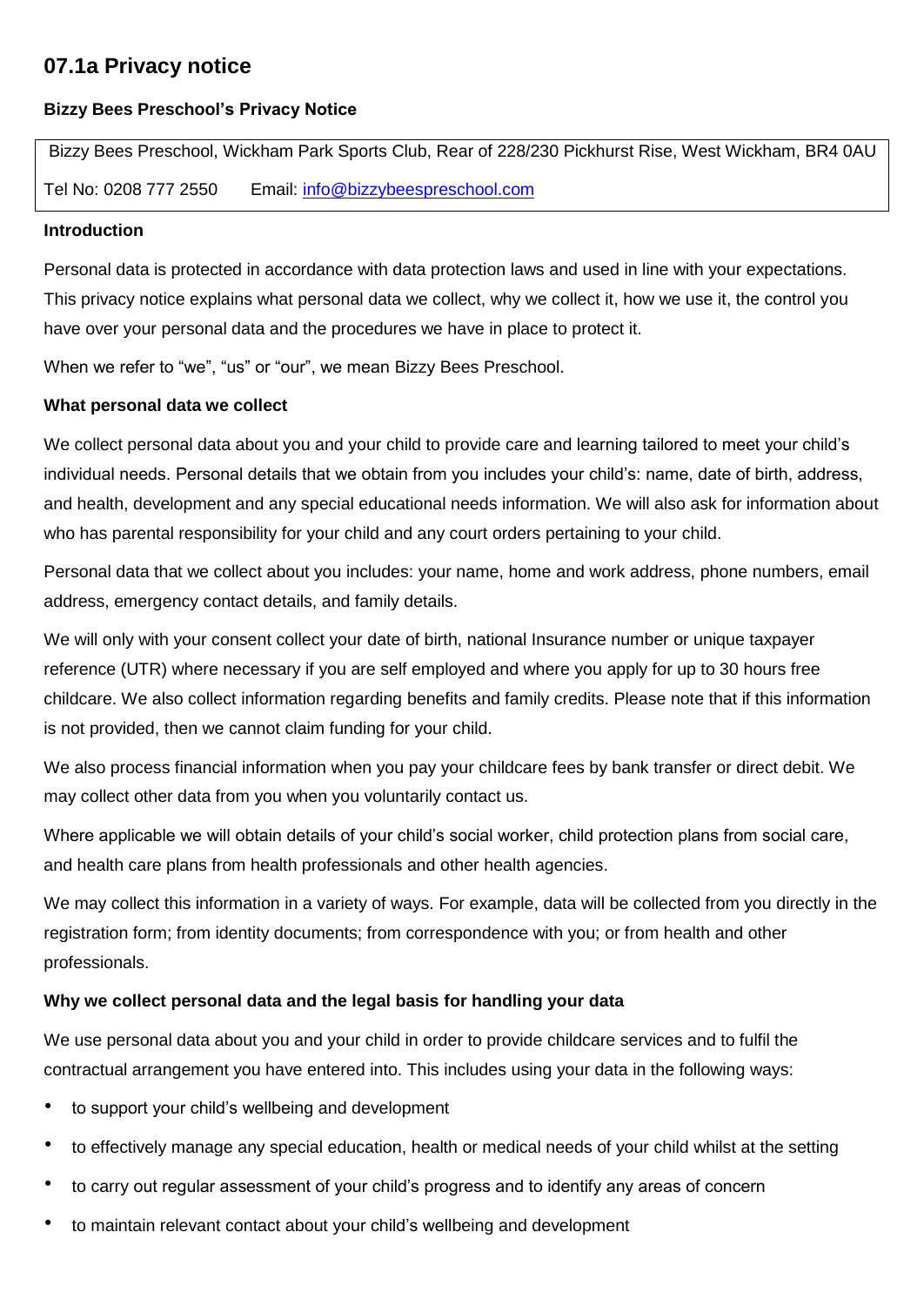# 07.1a Privacy notice

**Bizzy Bees Preschool's Privacy Notice**

Bizzy Bees Preschool, Wickham Park Sports Club, Rear of 228/230 Pickhurst Rise, West Wickham, BR4 0AU

Tel No: 0208 777 2550    Email: info@bizzybeespreschool.com

**Introduction**

Personal data is protected in accordance with data protection laws and used in line with your expectations. This privacy notice explains what personal data we collect, why we collect it, how we use it, the control you have over your personal data and the procedures we have in place to protect it.

When we refer to "we", "us" or "our", we mean Bizzy Bees Preschool.

**What personal data we collect**

We collect personal data about you and your child to provide care and learning tailored to meet your child's individual needs. Personal details that we obtain from you includes your child's: name, date of birth, address, and health, development and any special educational needs information. We will also ask for information about who has parental responsibility for your child and any court orders pertaining to your child.

Personal data that we collect about you includes: your name, home and work address, phone numbers, email address, emergency contact details, and family details.

We will only with your consent collect your date of birth, national Insurance number or unique taxpayer reference (UTR) where necessary if you are self employed and where you apply for up to 30 hours free childcare. We also collect information regarding benefits and family credits. Please note that if this information is not provided, then we cannot claim funding for your child.

We also process financial information when you pay your childcare fees by bank transfer or direct debit. We may collect other data from you when you voluntarily contact us.

Where applicable we will obtain details of your child's social worker, child protection plans from social care, and health care plans from health professionals and other health agencies.

We may collect this information in a variety of ways. For example, data will be collected from you directly in the registration form; from identity documents; from correspondence with you; or from health and other professionals.

**Why we collect personal data and the legal basis for handling your data**

We use personal data about you and your child in order to provide childcare services and to fulfil the contractual arrangement you have entered into. This includes using your data in the following ways:

- to support your child's wellbeing and development
- to effectively manage any special education, health or medical needs of your child whilst at the setting
- to carry out regular assessment of your child's progress and to identify any areas of concern
- to maintain relevant contact about your child's wellbeing and development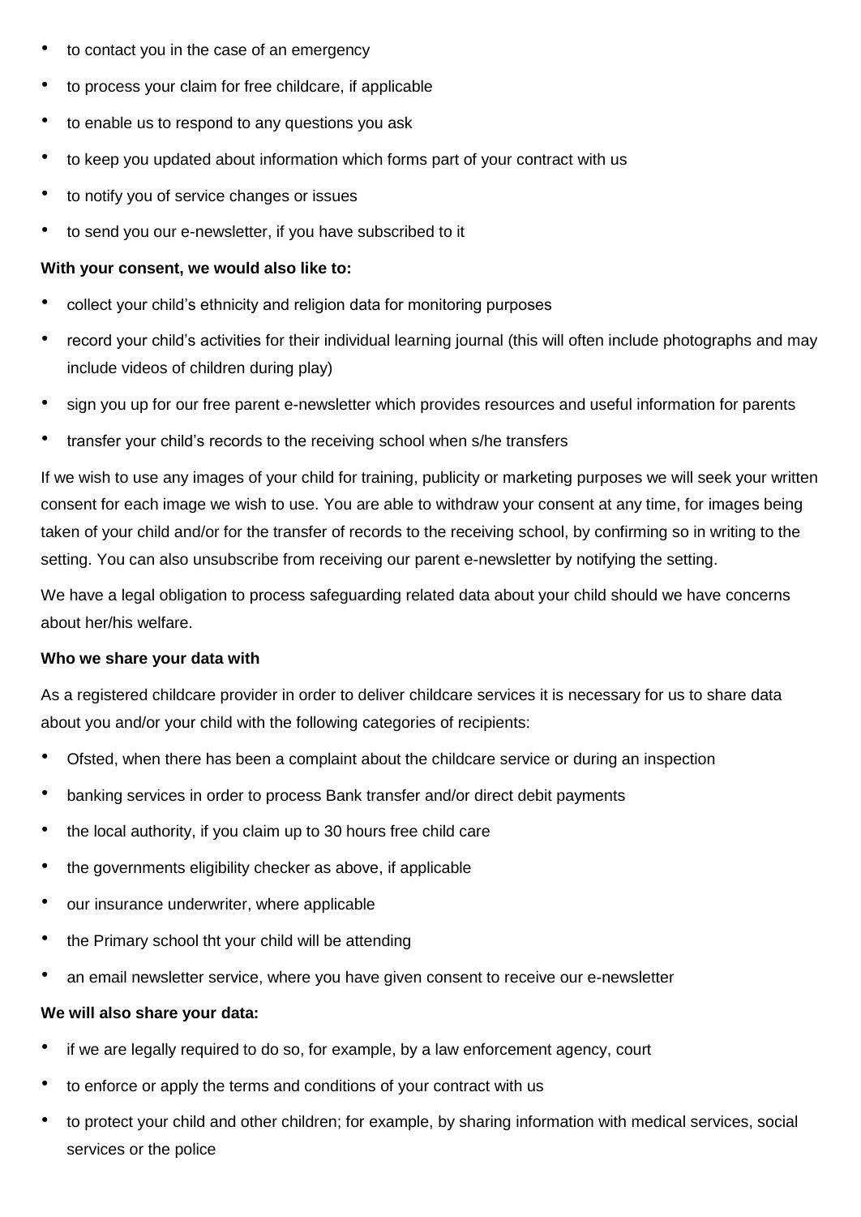- to contact you in the case of an emergency
- to process your claim for free childcare, if applicable
- to enable us to respond to any questions you ask
- to keep you updated about information which forms part of your contract with us
- to notify you of service changes or issues
- to send you our e-newsletter, if you have subscribed to it

**With your consent, we would also like to:**

- collect your child's ethnicity and religion data for monitoring purposes
- record your child's activities for their individual learning journal (this will often include photographs and may include videos of children during play)
- sign you up for our free parent e-newsletter which provides resources and useful information for parents
- transfer your child's records to the receiving school when s/he transfers

If we wish to use any images of your child for training, publicity or marketing purposes we will seek your written consent for each image we wish to use. You are able to withdraw your consent at any time, for images being taken of your child and/or for the transfer of records to the receiving school, by confirming so in writing to the setting. You can also unsubscribe from receiving our parent e-newsletter by notifying the setting.

We have a legal obligation to process safeguarding related data about your child should we have concerns about her/his welfare.

**Who we share your data with**

As a registered childcare provider in order to deliver childcare services it is necessary for us to share data about you and/or your child with the following categories of recipients:

- Ofsted, when there has been a complaint about the childcare service or during an inspection
- banking services in order to process Bank transfer and/or direct debit payments
- the local authority, if you claim up to 30 hours free child care
- the governments eligibility checker as above, if applicable
- our insurance underwriter, where applicable
- the Primary school tht your child will be attending
- an email newsletter service, where you have given consent to receive our e-newsletter

**We will also share your data:**

- if we are legally required to do so, for example, by a law enforcement agency, court
- to enforce or apply the terms and conditions of your contract with us
- to protect your child and other children; for example, by sharing information with medical services, social services or the police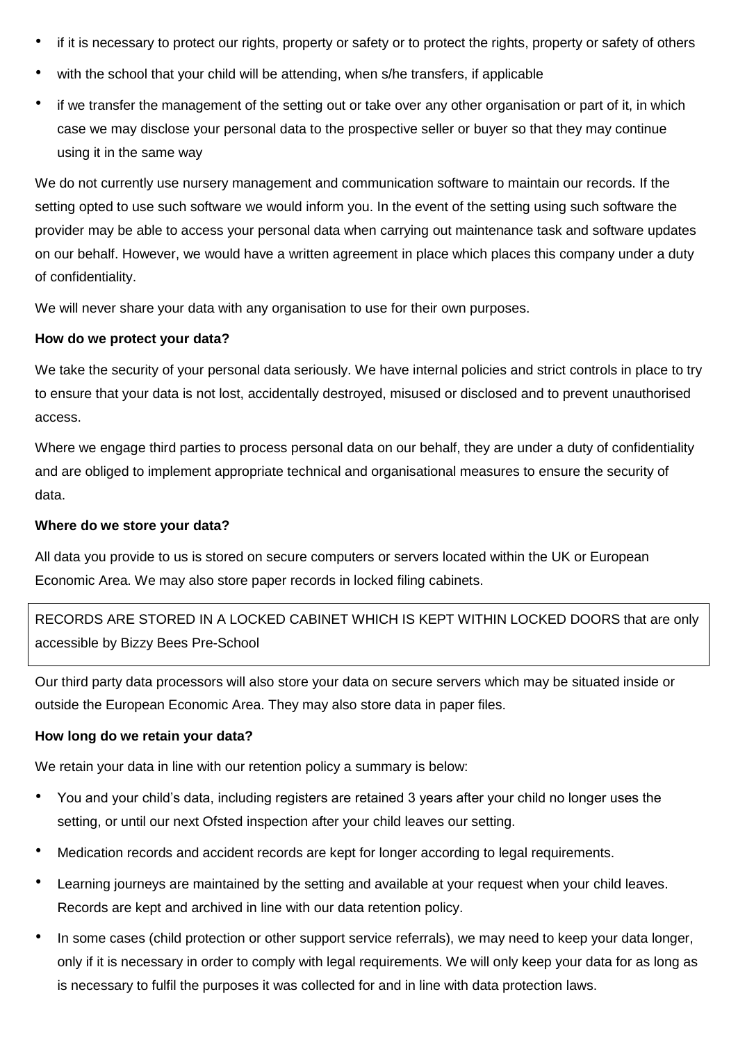- if it is necessary to protect our rights, property or safety or to protect the rights, property or safety of others
- with the school that your child will be attending, when s/he transfers, if applicable
- if we transfer the management of the setting out or take over any other organisation or part of it, in which case we may disclose your personal data to the prospective seller or buyer so that they may continue using it in the same way

We do not currently use nursery management and communication software to maintain our records. If the setting opted to use such software we would inform you. In the event of the setting using such software the provider may be able to access your personal data when carrying out maintenance task and software updates on our behalf. However, we would have a written agreement in place which places this company under a duty of confidentiality.

We will never share your data with any organisation to use for their own purposes.

**How do we protect your data?**

We take the security of your personal data seriously. We have internal policies and strict controls in place to try to ensure that your data is not lost, accidentally destroyed, misused or disclosed and to prevent unauthorised access.

Where we engage third parties to process personal data on our behalf, they are under a duty of confidentiality and are obliged to implement appropriate technical and organisational measures to ensure the security of data.

**Where do we store your data?**

All data you provide to us is stored on secure computers or servers located within the UK or European Economic Area. We may also store paper records in locked filing cabinets.

RECORDS ARE STORED IN A LOCKED CABINET WHICH IS KEPT WITHIN LOCKED DOORS that are only accessible by Bizzy Bees Pre-School

Our third party data processors will also store your data on secure servers which may be situated inside or outside the European Economic Area. They may also store data in paper files.

**How long do we retain your data?**

We retain your data in line with our retention policy a summary is below:

- You and your child's data, including registers are retained 3 years after your child no longer uses the setting, or until our next Ofsted inspection after your child leaves our setting.
- Medication records and accident records are kept for longer according to legal requirements.
- Learning journeys are maintained by the setting and available at your request when your child leaves. Records are kept and archived in line with our data retention policy.
- In some cases (child protection or other support service referrals), we may need to keep your data longer, only if it is necessary in order to comply with legal requirements. We will only keep your data for as long as is necessary to fulfil the purposes it was collected for and in line with data protection laws.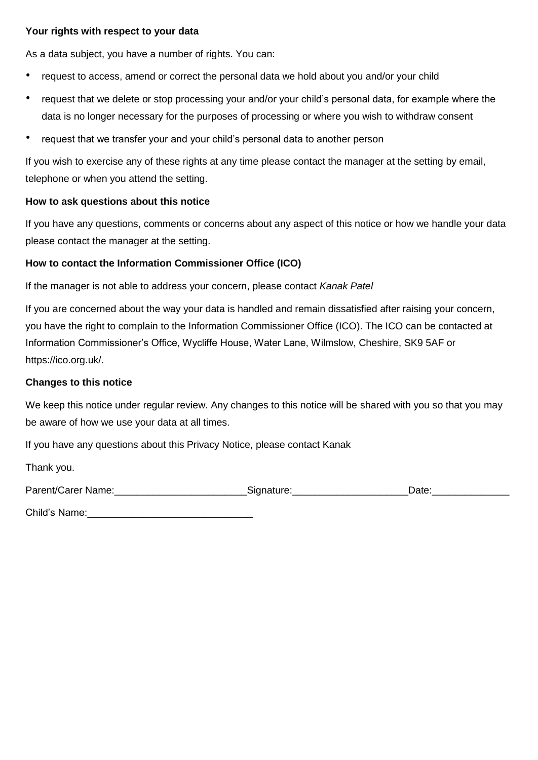**Your rights with respect to your data**

As a data subject, you have a number of rights. You can:

- request to access, amend or correct the personal data we hold about you and/or your child
- request that we delete or stop processing your and/or your child's personal data, for example where the data is no longer necessary for the purposes of processing or where you wish to withdraw consent
- request that we transfer your and your child's personal data to another person

If you wish to exercise any of these rights at any time please contact the manager at the setting by email, telephone or when you attend the setting.

**How to ask questions about this notice**

If you have any questions, comments or concerns about any aspect of this notice or how we handle your data please contact the manager at the setting.

**How to contact the Information Commissioner Office (ICO)**

If the manager is not able to address your concern, please contact *Kanak Patel*

If you are concerned about the way your data is handled and remain dissatisfied after raising your concern, you have the right to complain to the Information Commissioner Office (ICO). The ICO can be contacted at Information Commissioner's Office, Wycliffe House, Water Lane, Wilmslow, Cheshire, SK9 5AF or https://ico.org.uk/.

**Changes to this notice**

We keep this notice under regular review. Any changes to this notice will be shared with you so that you may be aware of how we use your data at all times.

If you have any questions about this Privacy Notice, please contact Kanak

Thank you.

Parent/Carer Name:_______________________Signature:____________________Date:_____________

Child's Name:_____________________________